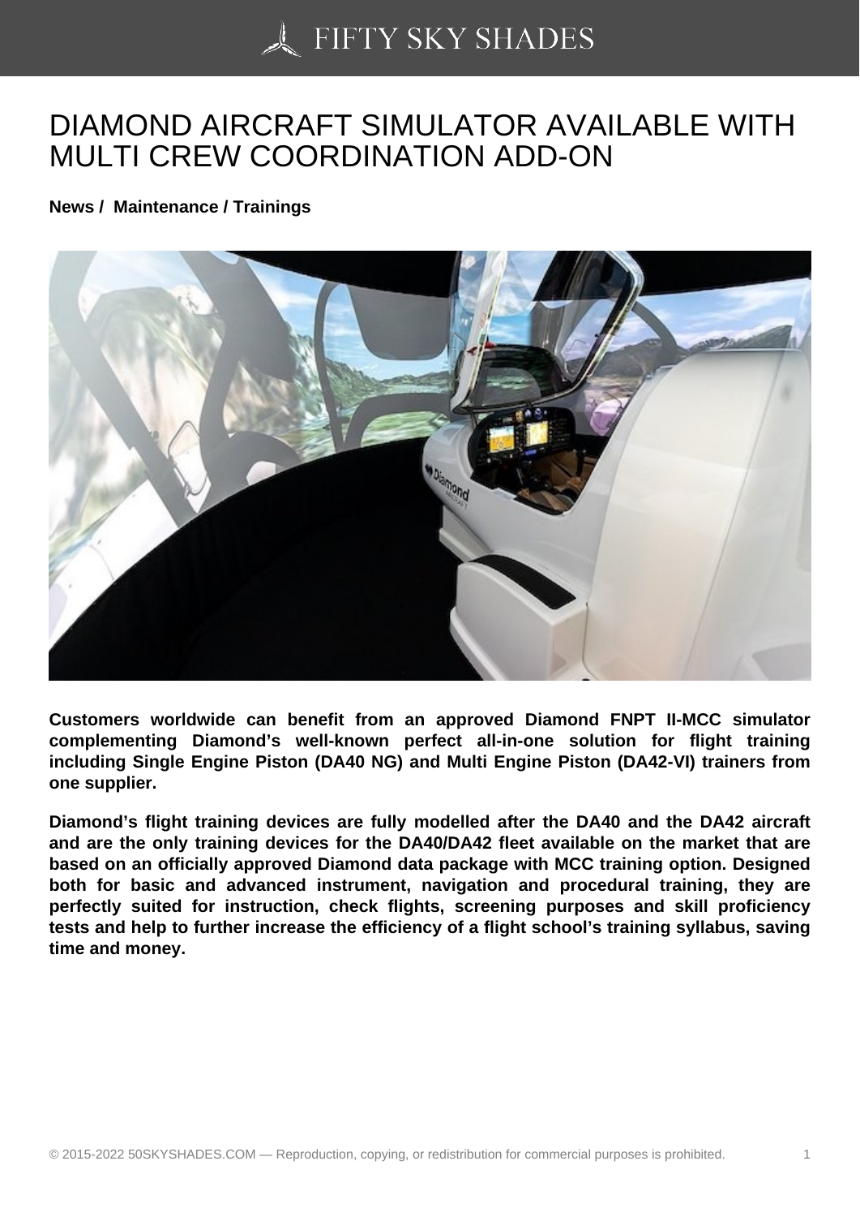# DIAMOND AIRCRAFT SIMULATOR AVAILABLE WITH MULTI CREW COORDINATION ADD-ON

**News / Maintenance / Trainings**

**Customers worldwide can benefit from an approved Diamond FNPT II-MCC simulator complementing Diamond's well-known perfect all-in-one solution for flight training including Single Engine Piston (DA40 NG) and Multi Engine Piston (DA42-VI) trainers from one supplier.**

**Diamond's flight training devices are fully modelled after the DA40 and the DA42 aircraft and are the only training devices for the DA40/DA42 fleet available on the market that are based on an officially approved Diamond data package with MCC training option. Designed both for basic and advanced instrument, navigation and procedural training, they are perfectly suited for instruction, check flights, screening purposes and skill proficiency tests and help to further increase the efficiency of a flight school's training syllabus, saving time and money.**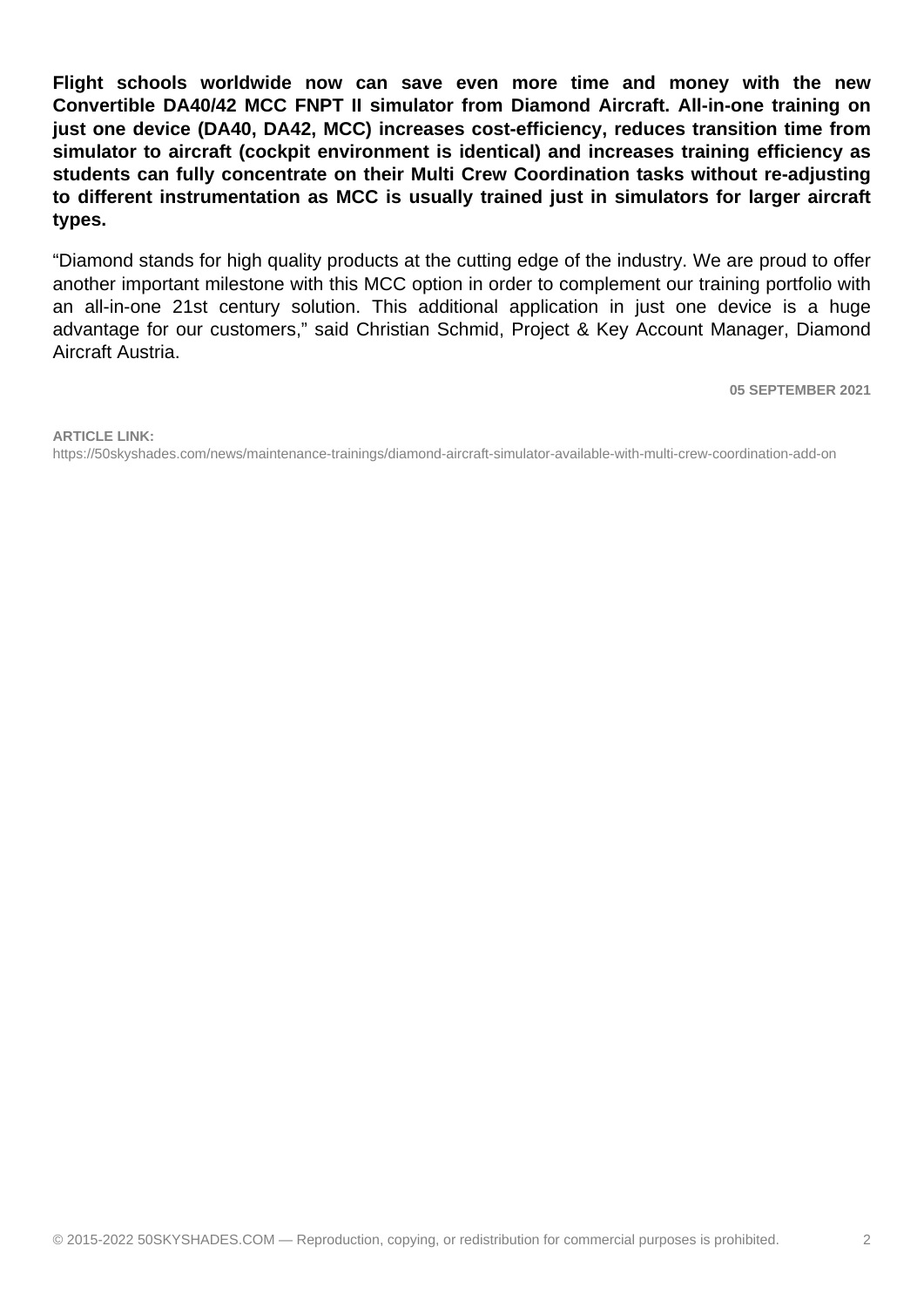**Flight schools worldwide now can save even more time and money with the new Convertible DA40/42 MCC FNPT II simulator from Diamond Aircraft. All-in-one training on just one device (DA40, DA42, MCC) increases cost-efficiency, reduces transition time from simulator to aircraft (cockpit environment is identical) and increases training efficiency as students can fully concentrate on their Multi Crew Coordination tasks without re-adjusting to different instrumentation as MCC is usually trained just in simulators for larger aircraft types.**

“Diamond stands for high quality products at the cutting edge of the industry. We are proud to offer another important milestone with this MCC option in order to complement our training portfolio with an all-in-one 21st century solution. This additional application in just one device is a huge advantage for our customers,” said Christian Schmid, Project & Key Account Manager, Diamond Aircraft Austria.

**05 SEPTEMBER 2021**

**ARTICLE LINK:**
https://50skyshades.com/news/maintenance-trainings/diamond-aircraft-simulator-available-with-multi-crew-coordination-add-on